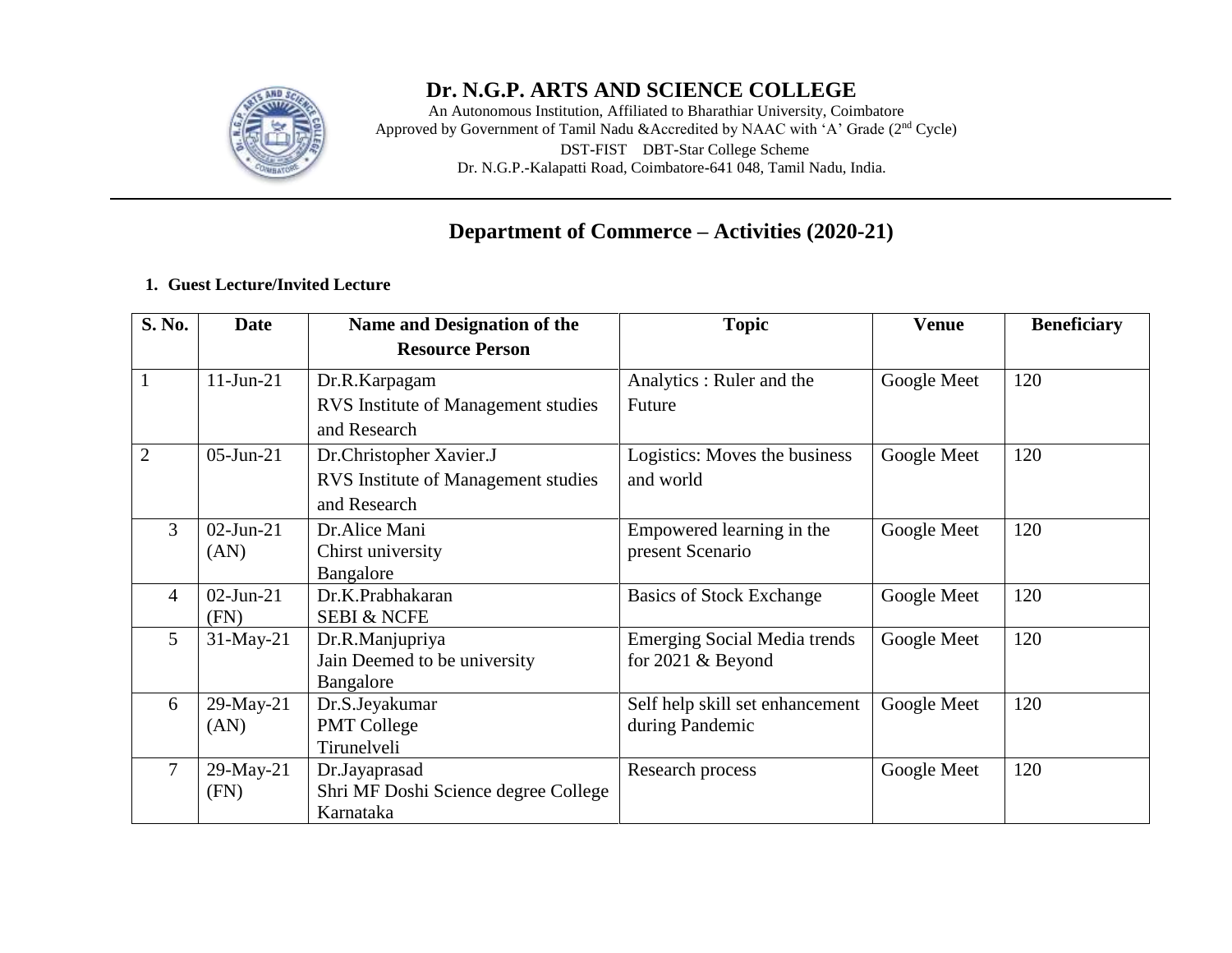# Dr. N.G.P. ARTS AND SCIENCE COLLEGE

An Autonomous Institution, Affiliated to Bharathiar University, Coimbatore
Approved by Government of Tamil Nadu &Accredited by NAAC with 'A' Grade (2nd Cycle)
DST-FIST DBT-Star College Scheme
Dr. N.G.P.-Kalapatti Road, Coimbatore-641 048, Tamil Nadu, India.

## Department of Commerce – Activities (2020-21)

**1. Guest Lecture/Invited Lecture**

| S. No. | Date | Name and Designation of the Resource Person | Topic | Venue | Beneficiary |
|---|---|---|---|---|---|
| 1 | 11-Jun-21 | Dr.R.Karpagam RVS Institute of Management studies and Research | Analytics : Ruler and the Future | Google Meet | 120 |
| 2 | 05-Jun-21 | Dr.Christopher Xavier.J RVS Institute of Management studies and Research | Logistics: Moves the business and world | Google Meet | 120 |
| 3 | 02-Jun-21 (AN) | Dr.Alice Mani Chirst university Bangalore | Empowered learning in the present Scenario | Google Meet | 120 |
| 4 | 02-Jun-21 (FN) | Dr.K.Prabhakaran SEBI & NCFE | Basics of Stock Exchange | Google Meet | 120 |
| 5 | 31-May-21 | Dr.R.Manjupriya Jain Deemed to be university Bangalore | Emerging Social Media trends for 2021 & Beyond | Google Meet | 120 |
| 6 | 29-May-21 (AN) | Dr.S.Jeyakumar PMT College Tirunelveli | Self help skill set enhancement during Pandemic | Google Meet | 120 |
| 7 | 29-May-21 (FN) | Dr.Jayaprasad Shri MF Doshi Science degree College Karnataka | Research process | Google Meet | 120 |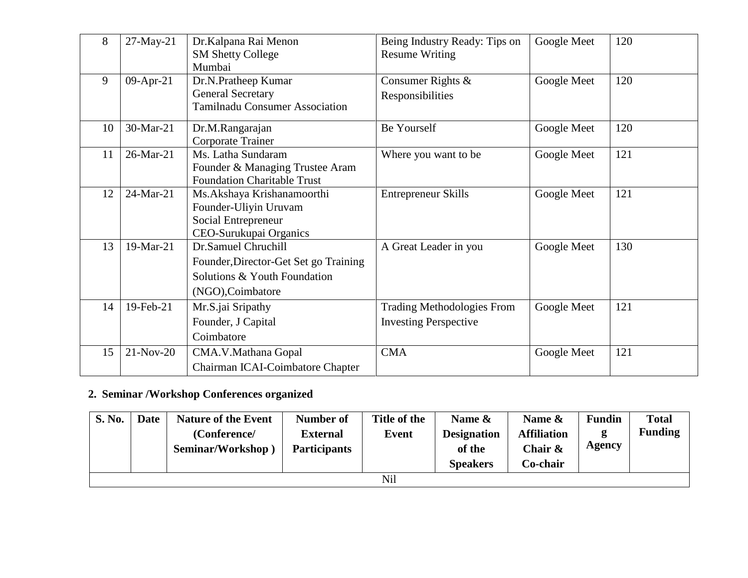| 8 | 27-May-21 | Dr.Kalpana Rai Menon<br>SM Shetty College<br>Mumbai | Being Industry Ready: Tips on Resume Writing | Google Meet | 120 |
|---|---|---|---|---|---|
| 9 | 09-Apr-21 | Dr.N.Pratheep Kumar<br>General Secretary<br>Tamilnadu Consumer Association | Consumer Rights & Responsibilities | Google Meet | 120 |
| 10 | 30-Mar-21 | Dr.M.Rangarajan<br>Corporate Trainer | Be Yourself | Google Meet | 120 |
| 11 | 26-Mar-21 | Ms. Latha Sundaram<br>Founder & Managing Trustee Aram Foundation Charitable Trust | Where you want to be | Google Meet | 121 |
| 12 | 24-Mar-21 | Ms.Akshaya Krishanamoorthi<br>Founder-Uliyin Uruvam<br>Social Entrepreneur<br>CEO-Surukupai Organics | Entrepreneur Skills | Google Meet | 121 |
| 13 | 19-Mar-21 | Dr.Samuel Chruchill<br>Founder,Director-Get Set go Training Solutions & Youth Foundation (NGO),Coimbatore | A Great Leader in you | Google Meet | 130 |
| 14 | 19-Feb-21 | Mr.S.jai Sripathy<br>Founder, J Capital<br>Coimbatore | Trading Methodologies From Investing Perspective | Google Meet | 121 |
| 15 | 21-Nov-20 | CMA.V.Mathana Gopal<br>Chairman ICAI-Coimbatore Chapter | CMA | Google Meet | 121 |

**2. Seminar /Workshop Conferences organized**

| S. No. | Date | Nature of the Event (Conference/ Seminar/Workshop ) | Number of External Participants | Title of the Event | Name & Designation of the Speakers | Name & Affiliation Chair & Co-chair | Funding Agency | Total Funding |
|---|---|---|---|---|---|---|---|---|
| Nil | | | | | | | | |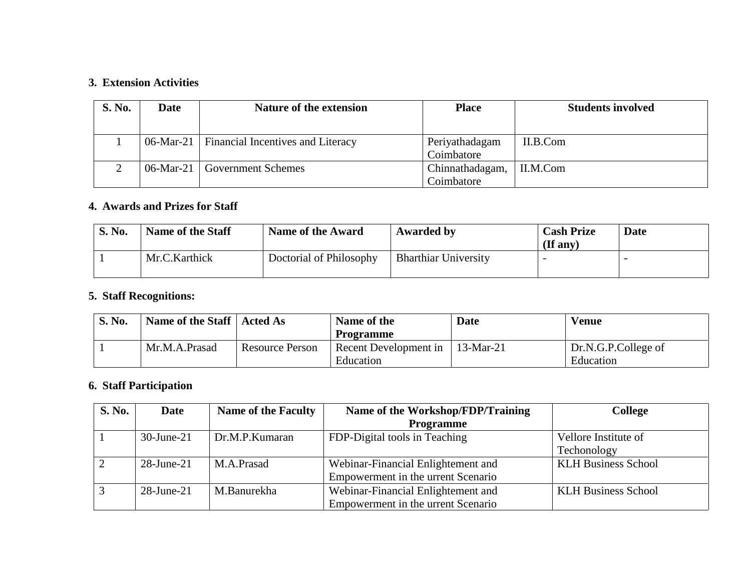### 3. Extension Activities

| S. No. | Date | Nature of the extension | Place | Students involved |
|---|---|---|---|---|
| 1 | 06-Mar-21 | Financial Incentives and Literacy | Periyathadagam Coimbatore | II.B.Com |
| 2 | 06-Mar-21 | Government Schemes | Chinnathadagam, Coimbatore | II.M.Com |

### 4. Awards and Prizes for Staff

| S. No. | Name of the Staff | Name of the Award | Awarded by | Cash Prize (If any) | Date |
|---|---|---|---|---|---|
| 1 | Mr.C.Karthick | Doctorial of Philosophy | Bharthiar University | - | - |

### 5. Staff Recognitions:

| S. No. | Name of the Staff | Acted As | Name of the Programme | Date | Venue |
|---|---|---|---|---|---|
| 1 | Mr.M.A.Prasad | Resource Person | Recent Development in Education | 13-Mar-21 | Dr.N.G.P.College of Education |

### 6. Staff Participation

| S. No. | Date | Name of the Faculty | Name of the Workshop/FDP/Training Programme | College |
|---|---|---|---|---|
| 1 | 30-June-21 | Dr.M.P.Kumaran | FDP-Digital tools in Teaching | Vellore Institute of Techonology |
| 2 | 28-June-21 | M.A.Prasad | Webinar-Financial Enlightement and Empowerment in the urrent Scenario | KLH Business School |
| 3 | 28-June-21 | M.Banurekha | Webinar-Financial Enlightement and Empowerment in the urrent Scenario | KLH Business School |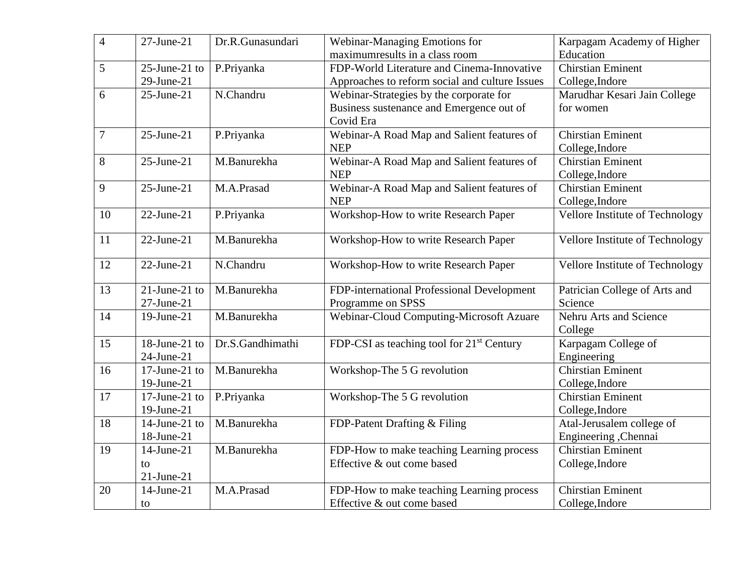| 4 | 27-June-21 | Dr.R.Gunasundari | Webinar-Managing Emotions for maximumresults in a class room | Karpagam Academy of Higher Education |
|---|---|---|---|---|
| 5 | 25-June-21 to 29-June-21 | P.Priyanka | FDP-World Literature and Cinema-Innovative Approaches to reform social and culture Issues | Chirstian Eminent College,Indore |
| 6 | 25-June-21 | N.Chandru | Webinar-Strategies by the corporate for Business sustenance and Emergence out of Covid Era | Marudhar Kesari Jain College for women |
| 7 | 25-June-21 | P.Priyanka | Webinar-A Road Map and Salient features of NEP | Chirstian Eminent College,Indore |
| 8 | 25-June-21 | M.Banurekha | Webinar-A Road Map and Salient features of NEP | Chirstian Eminent College,Indore |
| 9 | 25-June-21 | M.A.Prasad | Webinar-A Road Map and Salient features of NEP | Chirstian Eminent College,Indore |
| 10 | 22-June-21 | P.Priyanka | Workshop-How to write Research Paper | Vellore Institute of Technology |
| 11 | 22-June-21 | M.Banurekha | Workshop-How to write Research Paper | Vellore Institute of Technology |
| 12 | 22-June-21 | N.Chandru | Workshop-How to write Research Paper | Vellore Institute of Technology |
| 13 | 21-June-21 to 27-June-21 | M.Banurekha | FDP-international Professional Development Programme on SPSS | Patrician College of Arts and Science |
| 14 | 19-June-21 | M.Banurekha | Webinar-Cloud Computing-Microsoft Azuare | Nehru Arts and Science College |
| 15 | 18-June-21 to 24-June-21 | Dr.S.Gandhimathi | FDP-CSI as teaching tool for 21st Century | Karpagam College of Engineering |
| 16 | 17-June-21 to 19-June-21 | M.Banurekha | Workshop-The 5 G revolution | Chirstian Eminent College,Indore |
| 17 | 17-June-21 to 19-June-21 | P.Priyanka | Workshop-The 5 G revolution | Chirstian Eminent College,Indore |
| 18 | 14-June-21 to 18-June-21 | M.Banurekha | FDP-Patent Drafting & Filing | Atal-Jerusalem college of Engineering ,Chennai |
| 19 | 14-June-21 to 21-June-21 | M.Banurekha | FDP-How to make teaching Learning process Effective & out come based | Chirstian Eminent College,Indore |
| 20 | 14-June-21 to | M.A.Prasad | FDP-How to make teaching Learning process Effective & out come based | Chirstian Eminent College,Indore |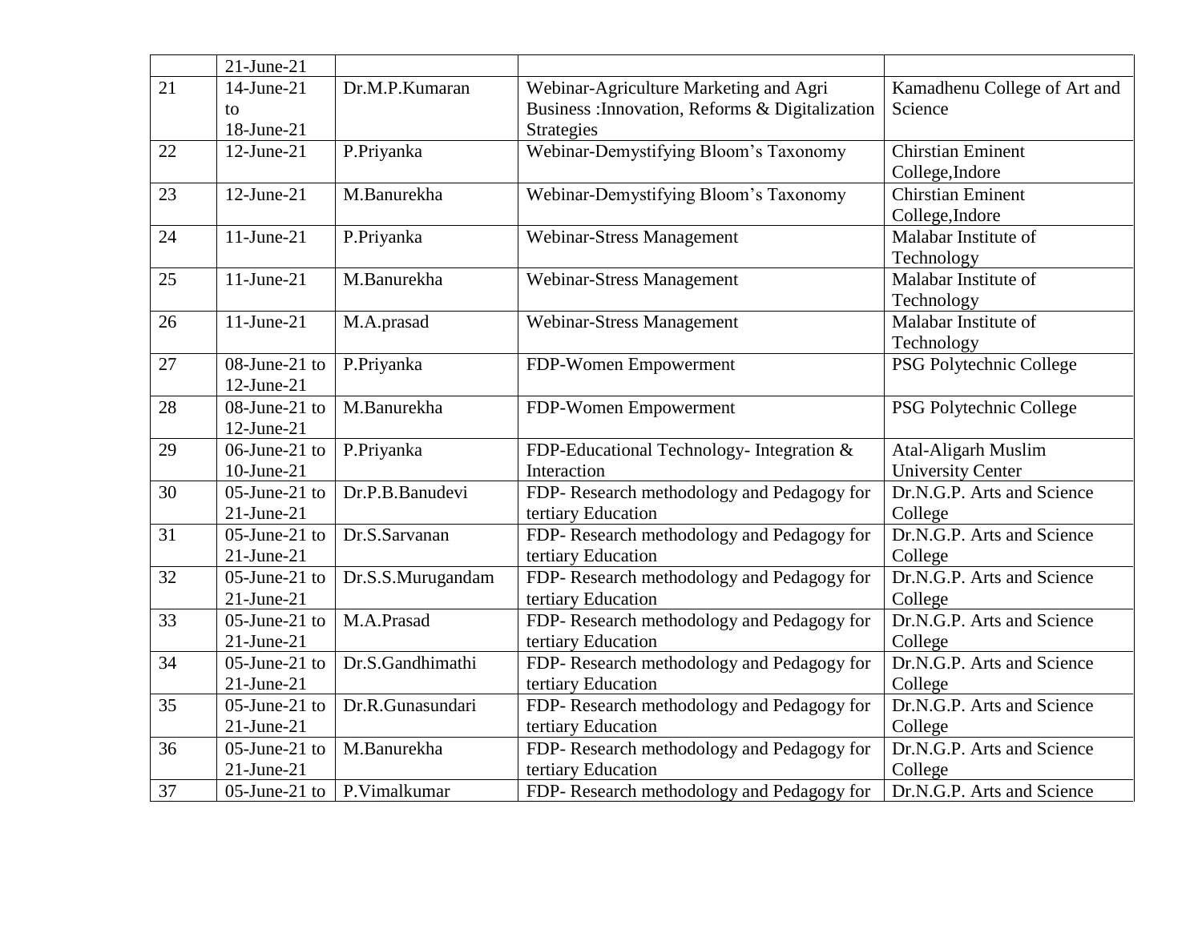|  | 21-June-21 |  |  |  |
|---|---|---|---|---|
| 21 | 14-June-21 to 18-June-21 | Dr.M.P.Kumaran | Webinar-Agriculture Marketing and Agri Business :Innovation, Reforms & Digitalization Strategies | Kamadhenu College of Art and Science |
| 22 | 12-June-21 | P.Priyanka | Webinar-Demystifying Bloom's Taxonomy | Chirstian Eminent College,Indore |
| 23 | 12-June-21 | M.Banurekha | Webinar-Demystifying Bloom's Taxonomy | Chirstian Eminent College,Indore |
| 24 | 11-June-21 | P.Priyanka | Webinar-Stress Management | Malabar Institute of Technology |
| 25 | 11-June-21 | M.Banurekha | Webinar-Stress Management | Malabar Institute of Technology |
| 26 | 11-June-21 | M.A.prasad | Webinar-Stress Management | Malabar Institute of Technology |
| 27 | 08-June-21 to 12-June-21 | P.Priyanka | FDP-Women Empowerment | PSG Polytechnic College |
| 28 | 08-June-21 to 12-June-21 | M.Banurekha | FDP-Women Empowerment | PSG Polytechnic College |
| 29 | 06-June-21 to 10-June-21 | P.Priyanka | FDP-Educational Technology- Integration & Interaction | Atal-Aligarh Muslim University Center |
| 30 | 05-June-21 to 21-June-21 | Dr.P.B.Banudevi | FDP- Research methodology and Pedagogy for tertiary Education | Dr.N.G.P. Arts and Science College |
| 31 | 05-June-21 to 21-June-21 | Dr.S.Sarvanan | FDP- Research methodology and Pedagogy for tertiary Education | Dr.N.G.P. Arts and Science College |
| 32 | 05-June-21 to 21-June-21 | Dr.S.S.Murugandam | FDP- Research methodology and Pedagogy for tertiary Education | Dr.N.G.P. Arts and Science College |
| 33 | 05-June-21 to 21-June-21 | M.A.Prasad | FDP- Research methodology and Pedagogy for tertiary Education | Dr.N.G.P. Arts and Science College |
| 34 | 05-June-21 to 21-June-21 | Dr.S.Gandhimathi | FDP- Research methodology and Pedagogy for tertiary Education | Dr.N.G.P. Arts and Science College |
| 35 | 05-June-21 to 21-June-21 | Dr.R.Gunasundari | FDP- Research methodology and Pedagogy for tertiary Education | Dr.N.G.P. Arts and Science College |
| 36 | 05-June-21 to 21-June-21 | M.Banurekha | FDP- Research methodology and Pedagogy for tertiary Education | Dr.N.G.P. Arts and Science College |
| 37 | 05-June-21 to | P.Vimalkumar | FDP- Research methodology and Pedagogy for | Dr.N.G.P. Arts and Science |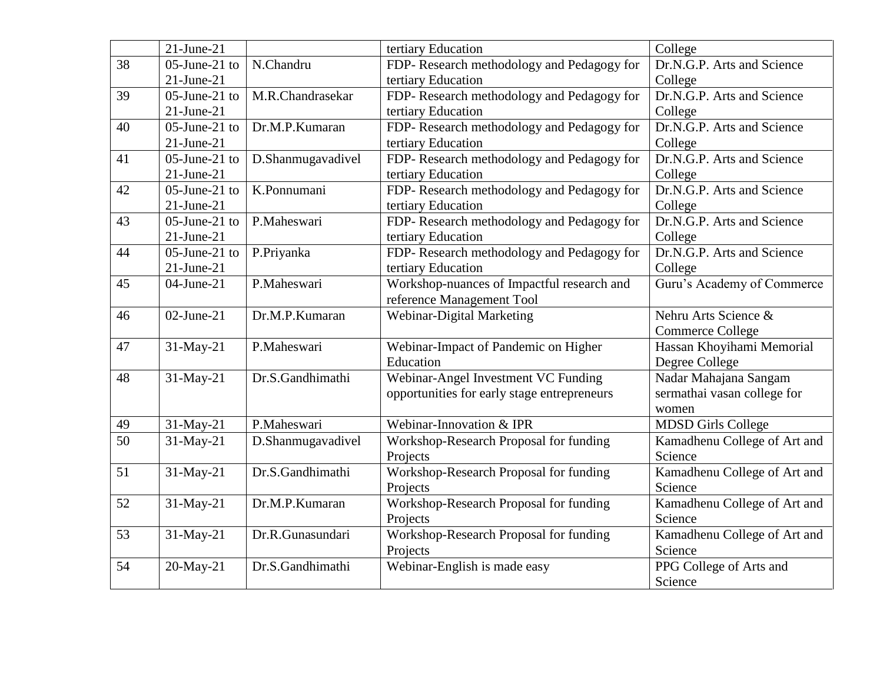| | | | | |
|---|---|---|---|---|
| | 21-June-21 | | tertiary Education | College |
| 38 | 05-June-21 to 21-June-21 | N.Chandru | FDP- Research methodology and Pedagogy for tertiary Education | Dr.N.G.P. Arts and Science College |
| 39 | 05-June-21 to 21-June-21 | M.R.Chandrasekar | FDP- Research methodology and Pedagogy for tertiary Education | Dr.N.G.P. Arts and Science College |
| 40 | 05-June-21 to 21-June-21 | Dr.M.P.Kumaran | FDP- Research methodology and Pedagogy for tertiary Education | Dr.N.G.P. Arts and Science College |
| 41 | 05-June-21 to 21-June-21 | D.Shanmugavadivel | FDP- Research methodology and Pedagogy for tertiary Education | Dr.N.G.P. Arts and Science College |
| 42 | 05-June-21 to 21-June-21 | K.Ponnumani | FDP- Research methodology and Pedagogy for tertiary Education | Dr.N.G.P. Arts and Science College |
| 43 | 05-June-21 to 21-June-21 | P.Maheswari | FDP- Research methodology and Pedagogy for tertiary Education | Dr.N.G.P. Arts and Science College |
| 44 | 05-June-21 to 21-June-21 | P.Priyanka | FDP- Research methodology and Pedagogy for tertiary Education | Dr.N.G.P. Arts and Science College |
| 45 | 04-June-21 | P.Maheswari | Workshop-nuances of Impactful research and reference Management Tool | Guru's Academy of Commerce |
| 46 | 02-June-21 | Dr.M.P.Kumaran | Webinar-Digital Marketing | Nehru Arts Science & Commerce College |
| 47 | 31-May-21 | P.Maheswari | Webinar-Impact of Pandemic on Higher Education | Hassan Khoyihami Memorial Degree College |
| 48 | 31-May-21 | Dr.S.Gandhimathi | Webinar-Angel Investment VC Funding opportunities for early stage entrepreneurs | Nadar Mahajana Sangam sermathai vasan college for women |
| 49 | 31-May-21 | P.Maheswari | Webinar-Innovation & IPR | MDSD Girls College |
| 50 | 31-May-21 | D.Shanmugavadivel | Workshop-Research Proposal for funding Projects | Kamadhenu College of Art and Science |
| 51 | 31-May-21 | Dr.S.Gandhimathi | Workshop-Research Proposal for funding Projects | Kamadhenu College of Art and Science |
| 52 | 31-May-21 | Dr.M.P.Kumaran | Workshop-Research Proposal for funding Projects | Kamadhenu College of Art and Science |
| 53 | 31-May-21 | Dr.R.Gunasundari | Workshop-Research Proposal for funding Projects | Kamadhenu College of Art and Science |
| 54 | 20-May-21 | Dr.S.Gandhimathi | Webinar-English is made easy | PPG College of Arts and Science |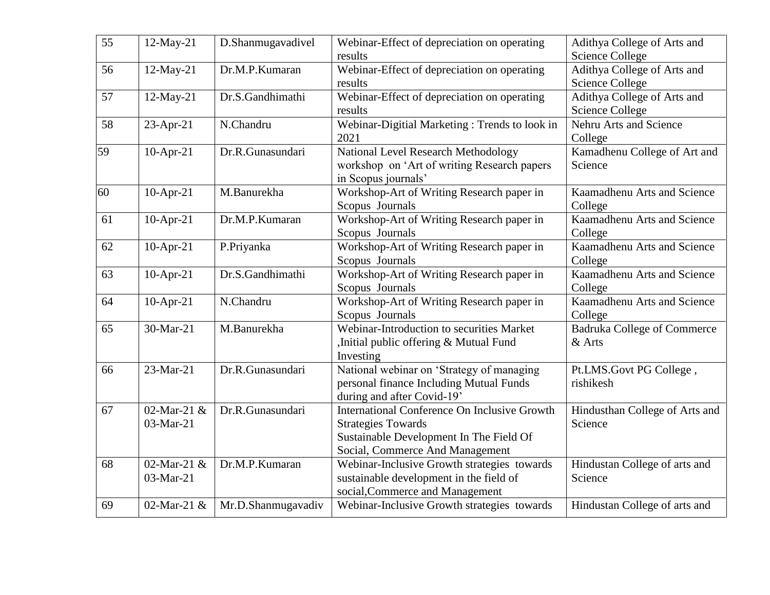| 55 | 12-May-21 | D.Shanmugavadivel | Webinar-Effect of depreciation on operating results | Adithya College of Arts and Science College |
|---|---|---|---|---|
| 56 | 12-May-21 | Dr.M.P.Kumaran | Webinar-Effect of depreciation on operating results | Adithya College of Arts and Science College |
| 57 | 12-May-21 | Dr.S.Gandhimathi | Webinar-Effect of depreciation on operating results | Adithya College of Arts and Science College |
| 58 | 23-Apr-21 | N.Chandru | Webinar-Digitial Marketing : Trends to look in 2021 | Nehru Arts and Science College |
| 59 | 10-Apr-21 | Dr.R.Gunasundari | National Level Research Methodology workshop on 'Art of writing Research papers in Scopus journals' | Kamadhenu College of Art and Science |
| 60 | 10-Apr-21 | M.Banurekha | Workshop-Art of Writing Research paper in Scopus Journals | Kaamadhenu Arts and Science College |
| 61 | 10-Apr-21 | Dr.M.P.Kumaran | Workshop-Art of Writing Research paper in Scopus Journals | Kaamadhenu Arts and Science College |
| 62 | 10-Apr-21 | P.Priyanka | Workshop-Art of Writing Research paper in Scopus Journals | Kaamadhenu Arts and Science College |
| 63 | 10-Apr-21 | Dr.S.Gandhimathi | Workshop-Art of Writing Research paper in Scopus Journals | Kaamadhenu Arts and Science College |
| 64 | 10-Apr-21 | N.Chandru | Workshop-Art of Writing Research paper in Scopus Journals | Kaamadhenu Arts and Science College |
| 65 | 30-Mar-21 | M.Banurekha | Webinar-Introduction to securities Market ,Initial public offering & Mutual Fund Investing | Badruka College of Commerce & Arts |
| 66 | 23-Mar-21 | Dr.R.Gunasundari | National webinar on 'Strategy of managing personal finance Including Mutual Funds during and after Covid-19' | Pt.LMS.Govt PG College , rishikesh |
| 67 | 02-Mar-21 & 03-Mar-21 | Dr.R.Gunasundari | International Conference On Inclusive Growth Strategies Towards Sustainable Development In The Field Of Social, Commerce And Management | Hindusthan College of Arts and Science |
| 68 | 02-Mar-21 & 03-Mar-21 | Dr.M.P.Kumaran | Webinar-Inclusive Growth strategies towards sustainable development in the field of social,Commerce and Management | Hindustan College of arts and Science |
| 69 | 02-Mar-21 & | Mr.D.Shanmugavadiv | Webinar-Inclusive Growth strategies towards | Hindustan College of arts and |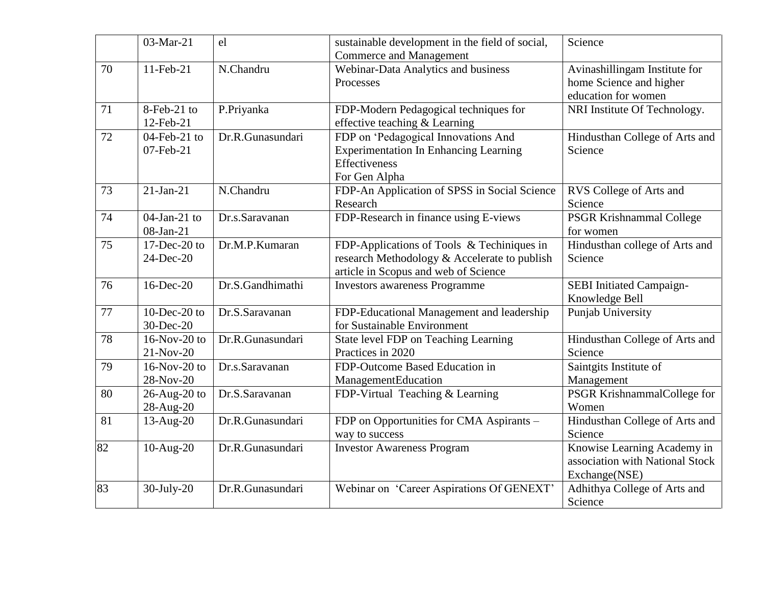| | 03-Mar-21 | el | sustainable development in the field of social, Commerce and Management | Science |
|---|---|---|---|---|
| 70 | 11-Feb-21 | N.Chandru | Webinar-Data Analytics and business Processes | Avinashillingam Institute for home Science and higher education for women |
| 71 | 8-Feb-21 to 12-Feb-21 | P.Priyanka | FDP-Modern Pedagogical techniques for effective teaching & Learning | NRI Institute Of Technology. |
| 72 | 04-Feb-21 to 07-Feb-21 | Dr.R.Gunasundari | FDP on 'Pedagogical Innovations And Experimentation In Enhancing Learning Effectiveness For Gen Alpha | Hindusthan College of Arts and Science |
| 73 | 21-Jan-21 | N.Chandru | FDP-An Application of SPSS in Social Science Research | RVS College of Arts and Science |
| 74 | 04-Jan-21 to 08-Jan-21 | Dr.s.Saravanan | FDP-Research in finance using E-views | PSGR Krishnammal College for women |
| 75 | 17-Dec-20 to 24-Dec-20 | Dr.M.P.Kumaran | FDP-Applications of Tools & Techiniques in research Methodology & Accelerate to publish article in Scopus and web of Science | Hindusthan college of Arts and Science |
| 76 | 16-Dec-20 | Dr.S.Gandhimathi | Investors awareness Programme | SEBI Initiated Campaign-Knowledge Bell |
| 77 | 10-Dec-20 to 30-Dec-20 | Dr.S.Saravanan | FDP-Educational Management and leadership for Sustainable Environment | Punjab University |
| 78 | 16-Nov-20 to 21-Nov-20 | Dr.R.Gunasundari | State level FDP on Teaching Learning Practices in 2020 | Hindusthan College of Arts and Science |
| 79 | 16-Nov-20 to 28-Nov-20 | Dr.s.Saravanan | FDP-Outcome Based Education in ManagementEducation | Saintgits Institute of Management |
| 80 | 26-Aug-20 to 28-Aug-20 | Dr.S.Saravanan | FDP-Virtual Teaching & Learning | PSGR KrishnammalCollege for Women |
| 81 | 13-Aug-20 | Dr.R.Gunasundari | FDP on Opportunities for CMA Aspirants – way to success | Hindusthan College of Arts and Science |
| 82 | 10-Aug-20 | Dr.R.Gunasundari | Investor Awareness Program | Knowise Learning Academy in association with National Stock Exchange(NSE) |
| 83 | 30-July-20 | Dr.R.Gunasundari | Webinar on 'Career Aspirations Of GENEXT' | Adhithya College of Arts and Science |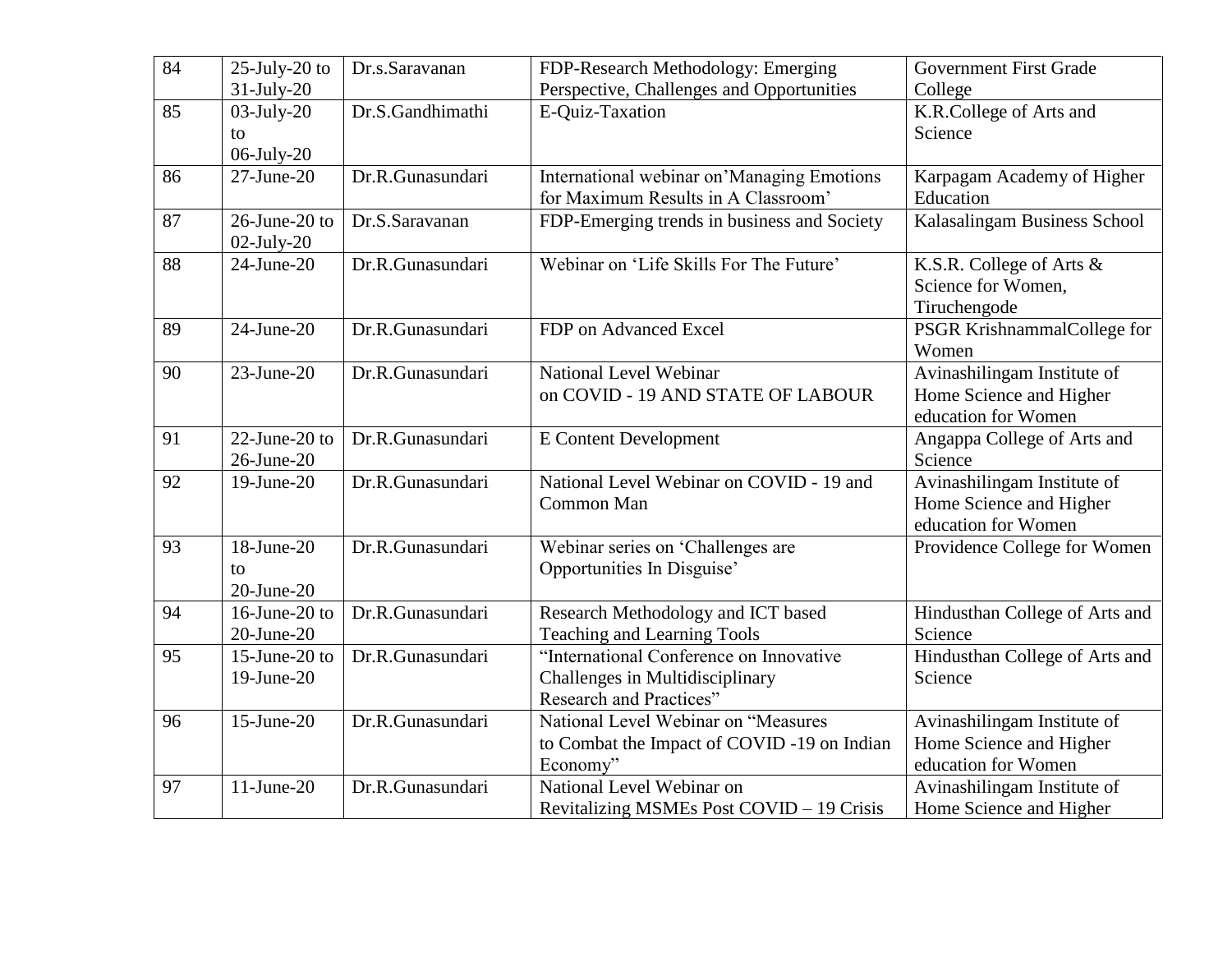| 84 | 25-July-20 to 31-July-20 | Dr.s.Saravanan | FDP-Research Methodology: Emerging Perspective, Challenges and Opportunities | Government First Grade College |
|---|---|---|---|---|
| 85 | 03-July-20 to 06-July-20 | Dr.S.Gandhimathi | E-Quiz-Taxation | K.R.College of Arts and Science |
| 86 | 27-June-20 | Dr.R.Gunasundari | International webinar on'Managing Emotions for Maximum Results in A Classroom' | Karpagam Academy of Higher Education |
| 87 | 26-June-20 to 02-July-20 | Dr.S.Saravanan | FDP-Emerging trends in business and Society | Kalasalingam Business School |
| 88 | 24-June-20 | Dr.R.Gunasundari | Webinar on 'Life Skills For The Future' | K.S.R. College of Arts & Science for Women, Tiruchengode |
| 89 | 24-June-20 | Dr.R.Gunasundari | FDP on Advanced Excel | PSGR KrishnammalCollege for Women |
| 90 | 23-June-20 | Dr.R.Gunasundari | National Level Webinar on COVID - 19 AND STATE OF LABOUR | Avinashilingam Institute of Home Science and Higher education for Women |
| 91 | 22-June-20 to 26-June-20 | Dr.R.Gunasundari | E Content Development | Angappa College of Arts and Science |
| 92 | 19-June-20 | Dr.R.Gunasundari | National Level Webinar on COVID - 19 and Common Man | Avinashilingam Institute of Home Science and Higher education for Women |
| 93 | 18-June-20 to 20-June-20 | Dr.R.Gunasundari | Webinar series on 'Challenges are Opportunities In Disguise' | Providence College for Women |
| 94 | 16-June-20 to 20-June-20 | Dr.R.Gunasundari | Research Methodology and ICT based Teaching and Learning Tools | Hindusthan College of Arts and Science |
| 95 | 15-June-20 to 19-June-20 | Dr.R.Gunasundari | "International Conference on Innovative Challenges in Multidisciplinary Research and Practices" | Hindusthan College of Arts and Science |
| 96 | 15-June-20 | Dr.R.Gunasundari | National Level Webinar on "Measures to Combat the Impact of COVID -19 on Indian Economy" | Avinashilingam Institute of Home Science and Higher education for Women |
| 97 | 11-June-20 | Dr.R.Gunasundari | National Level Webinar on Revitalizing MSMEs Post COVID – 19 Crisis | Avinashilingam Institute of Home Science and Higher |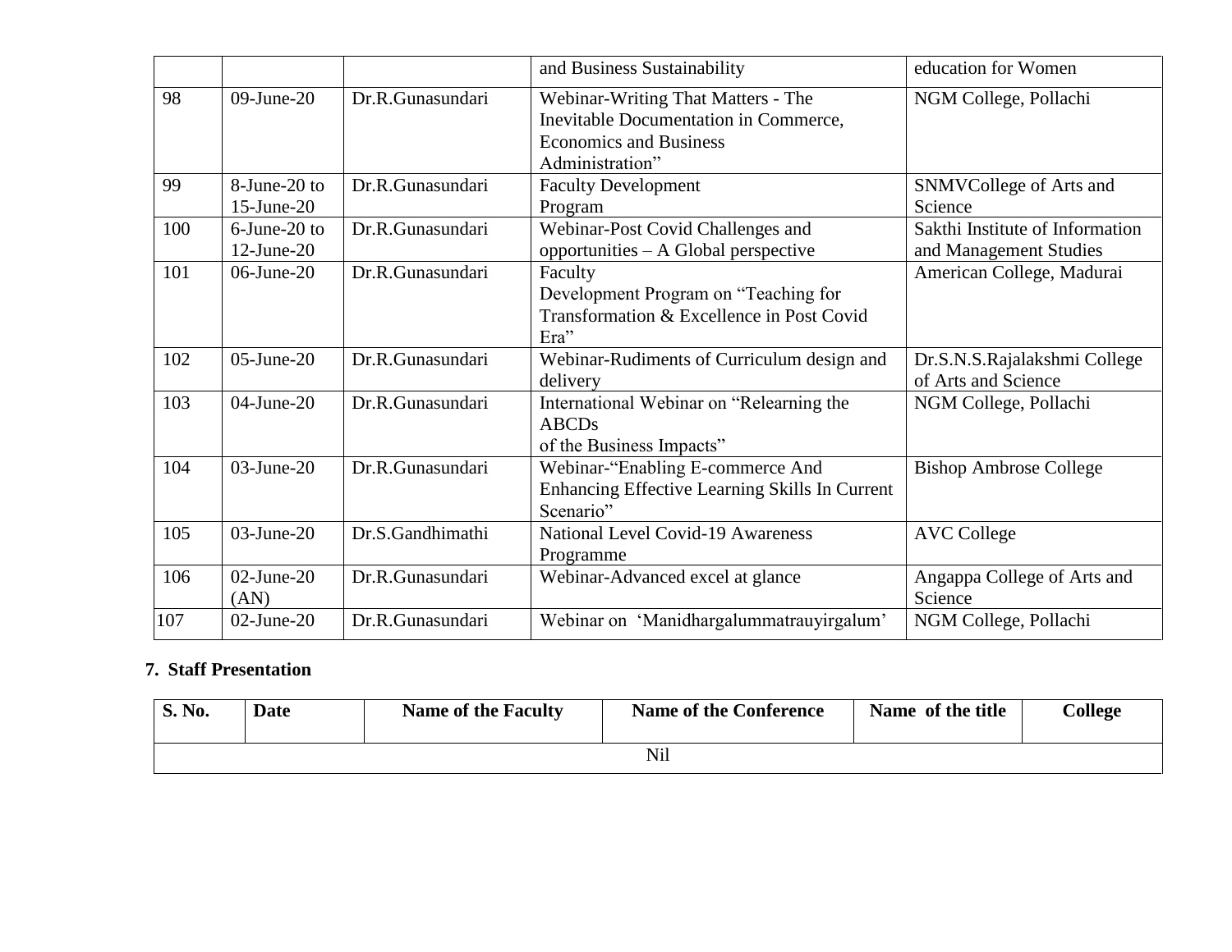|  |  |  | and Business Sustainability | education for Women |
|---|---|---|---|---|
| 98 | 09-June-20 | Dr.R.Gunasundari | Webinar-Writing That Matters - The Inevitable Documentation in Commerce, Economics and Business Administration" | NGM College, Pollachi |
| 99 | 8-June-20 to 15-June-20 | Dr.R.Gunasundari | Faculty Development Program | SNMVCollege of Arts and Science |
| 100 | 6-June-20 to 12-June-20 | Dr.R.Gunasundari | Webinar-Post Covid Challenges and opportunities – A Global perspective | Sakthi Institute of Information and Management Studies |
| 101 | 06-June-20 | Dr.R.Gunasundari | Faculty Development Program on "Teaching for Transformation & Excellence in Post Covid Era" | American College, Madurai |
| 102 | 05-June-20 | Dr.R.Gunasundari | Webinar-Rudiments of Curriculum design and delivery | Dr.S.N.S.Rajalakshmi College of Arts and Science |
| 103 | 04-June-20 | Dr.R.Gunasundari | International Webinar on "Relearning the ABCDs of the Business Impacts" | NGM College, Pollachi |
| 104 | 03-June-20 | Dr.R.Gunasundari | Webinar-"Enabling E-commerce And Enhancing Effective Learning Skills In Current Scenario" | Bishop Ambrose College |
| 105 | 03-June-20 | Dr.S.Gandhimathi | National Level Covid-19 Awareness Programme | AVC College |
| 106 | 02-June-20 (AN) | Dr.R.Gunasundari | Webinar-Advanced excel at glance | Angappa College of Arts and Science |
| 107 | 02-June-20 | Dr.R.Gunasundari | Webinar on 'Manidhargalummatrauyirgalum' | NGM College, Pollachi |

**7. Staff Presentation**

| S. No. | Date | Name of the Faculty | Name of the Conference | Name of the title | College |
|---|---|---|---|---|---|
| Nil |  |  |  |  |  |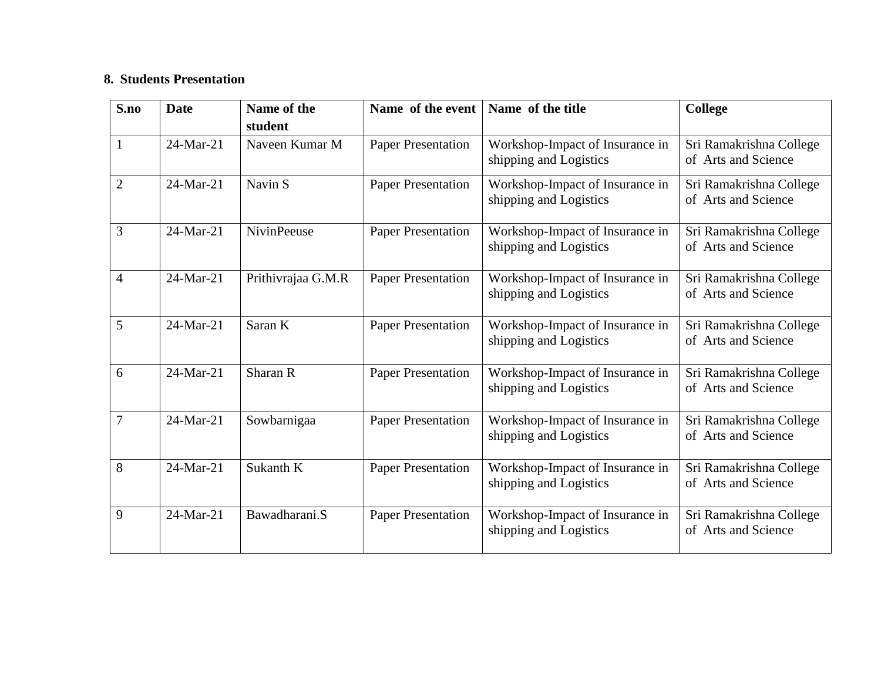**8. Students Presentation**

| S.no | Date | Name of the student | Name of the event | Name of the title | College |
|---|---|---|---|---|---|
| 1 | 24-Mar-21 | Naveen Kumar M | Paper Presentation | Workshop-Impact of Insurance in shipping and Logistics | Sri Ramakrishna College of Arts and Science |
| 2 | 24-Mar-21 | Navin S | Paper Presentation | Workshop-Impact of Insurance in shipping and Logistics | Sri Ramakrishna College of Arts and Science |
| 3 | 24-Mar-21 | NivinPeeuse | Paper Presentation | Workshop-Impact of Insurance in shipping and Logistics | Sri Ramakrishna College of Arts and Science |
| 4 | 24-Mar-21 | Prithivrajaa G.M.R | Paper Presentation | Workshop-Impact of Insurance in shipping and Logistics | Sri Ramakrishna College of Arts and Science |
| 5 | 24-Mar-21 | Saran K | Paper Presentation | Workshop-Impact of Insurance in shipping and Logistics | Sri Ramakrishna College of Arts and Science |
| 6 | 24-Mar-21 | Sharan R | Paper Presentation | Workshop-Impact of Insurance in shipping and Logistics | Sri Ramakrishna College of Arts and Science |
| 7 | 24-Mar-21 | Sowbarnigaa | Paper Presentation | Workshop-Impact of Insurance in shipping and Logistics | Sri Ramakrishna College of Arts and Science |
| 8 | 24-Mar-21 | Sukanth K | Paper Presentation | Workshop-Impact of Insurance in shipping and Logistics | Sri Ramakrishna College of Arts and Science |
| 9 | 24-Mar-21 | Bawadharani.S | Paper Presentation | Workshop-Impact of Insurance in shipping and Logistics | Sri Ramakrishna College of Arts and Science |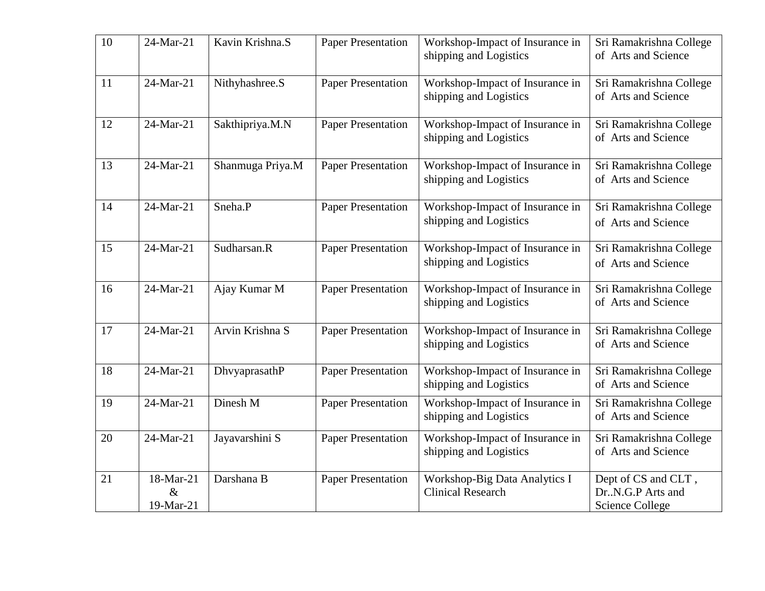| 10 | 24-Mar-21 | Kavin Krishna.S | Paper Presentation | Workshop-Impact of Insurance in shipping and Logistics | Sri Ramakrishna College of Arts and Science |
|---|---|---|---|---|---|
| 11 | 24-Mar-21 | Nithyhashree.S | Paper Presentation | Workshop-Impact of Insurance in shipping and Logistics | Sri Ramakrishna College of Arts and Science |
| 12 | 24-Mar-21 | Sakthipriya.M.N | Paper Presentation | Workshop-Impact of Insurance in shipping and Logistics | Sri Ramakrishna College of Arts and Science |
| 13 | 24-Mar-21 | Shanmuga Priya.M | Paper Presentation | Workshop-Impact of Insurance in shipping and Logistics | Sri Ramakrishna College of Arts and Science |
| 14 | 24-Mar-21 | Sneha.P | Paper Presentation | Workshop-Impact of Insurance in shipping and Logistics | Sri Ramakrishna College of Arts and Science |
| 15 | 24-Mar-21 | Sudharsan.R | Paper Presentation | Workshop-Impact of Insurance in shipping and Logistics | Sri Ramakrishna College of Arts and Science |
| 16 | 24-Mar-21 | Ajay Kumar M | Paper Presentation | Workshop-Impact of Insurance in shipping and Logistics | Sri Ramakrishna College of Arts and Science |
| 17 | 24-Mar-21 | Arvin Krishna S | Paper Presentation | Workshop-Impact of Insurance in shipping and Logistics | Sri Ramakrishna College of Arts and Science |
| 18 | 24-Mar-21 | DhvyaprasathP | Paper Presentation | Workshop-Impact of Insurance in shipping and Logistics | Sri Ramakrishna College of Arts and Science |
| 19 | 24-Mar-21 | Dinesh M | Paper Presentation | Workshop-Impact of Insurance in shipping and Logistics | Sri Ramakrishna College of Arts and Science |
| 20 | 24-Mar-21 | Jayavarshini S | Paper Presentation | Workshop-Impact of Insurance in shipping and Logistics | Sri Ramakrishna College of Arts and Science |
| 21 | 18-Mar-21 & 19-Mar-21 | Darshana B | Paper Presentation | Workshop-Big Data Analytics I Clinical Research | Dept of CS and CLT , Dr..N.G.P Arts and Science College |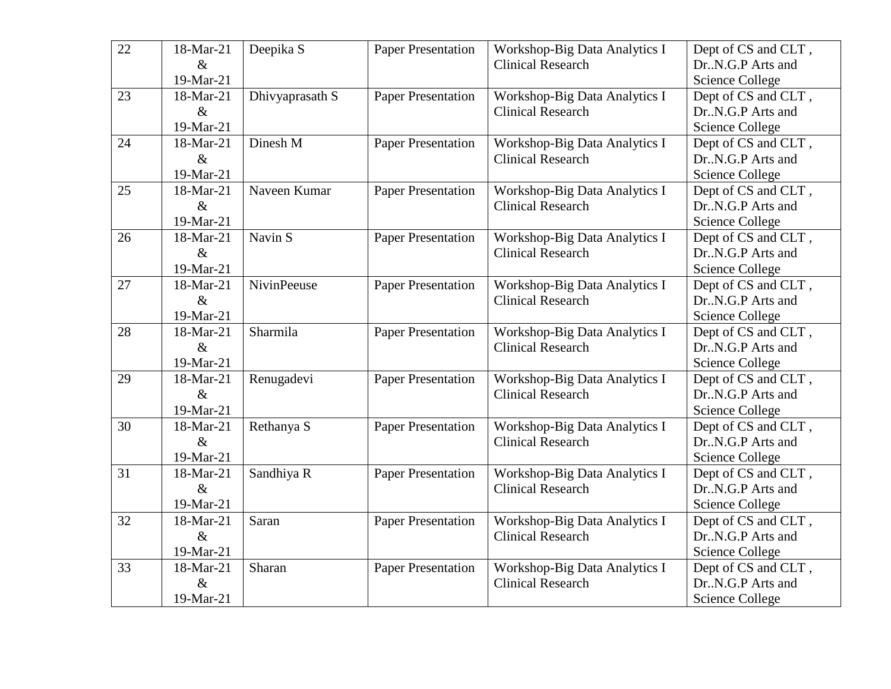| 22 | 18-Mar-21 & 19-Mar-21 | Deepika S | Paper Presentation | Workshop-Big Data Analytics I Clinical Research | Dept of CS and CLT , Dr..N.G.P Arts and Science College |
|---|---|---|---|---|---|
| 23 | 18-Mar-21 & 19-Mar-21 | Dhivyaprasath S | Paper Presentation | Workshop-Big Data Analytics I Clinical Research | Dept of CS and CLT , Dr..N.G.P Arts and Science College |
| 24 | 18-Mar-21 & 19-Mar-21 | Dinesh M | Paper Presentation | Workshop-Big Data Analytics I Clinical Research | Dept of CS and CLT , Dr..N.G.P Arts and Science College |
| 25 | 18-Mar-21 & 19-Mar-21 | Naveen Kumar | Paper Presentation | Workshop-Big Data Analytics I Clinical Research | Dept of CS and CLT , Dr..N.G.P Arts and Science College |
| 26 | 18-Mar-21 & 19-Mar-21 | Navin S | Paper Presentation | Workshop-Big Data Analytics I Clinical Research | Dept of CS and CLT , Dr..N.G.P Arts and Science College |
| 27 | 18-Mar-21 & 19-Mar-21 | NivinPeeuse | Paper Presentation | Workshop-Big Data Analytics I Clinical Research | Dept of CS and CLT , Dr..N.G.P Arts and Science College |
| 28 | 18-Mar-21 & 19-Mar-21 | Sharmila | Paper Presentation | Workshop-Big Data Analytics I Clinical Research | Dept of CS and CLT , Dr..N.G.P Arts and Science College |
| 29 | 18-Mar-21 & 19-Mar-21 | Renugadevi | Paper Presentation | Workshop-Big Data Analytics I Clinical Research | Dept of CS and CLT , Dr..N.G.P Arts and Science College |
| 30 | 18-Mar-21 & 19-Mar-21 | Rethanya S | Paper Presentation | Workshop-Big Data Analytics I Clinical Research | Dept of CS and CLT , Dr..N.G.P Arts and Science College |
| 31 | 18-Mar-21 & 19-Mar-21 | Sandhiya R | Paper Presentation | Workshop-Big Data Analytics I Clinical Research | Dept of CS and CLT , Dr..N.G.P Arts and Science College |
| 32 | 18-Mar-21 & 19-Mar-21 | Saran | Paper Presentation | Workshop-Big Data Analytics I Clinical Research | Dept of CS and CLT , Dr..N.G.P Arts and Science College |
| 33 | 18-Mar-21 & 19-Mar-21 | Sharan | Paper Presentation | Workshop-Big Data Analytics I Clinical Research | Dept of CS and CLT , Dr..N.G.P Arts and Science College |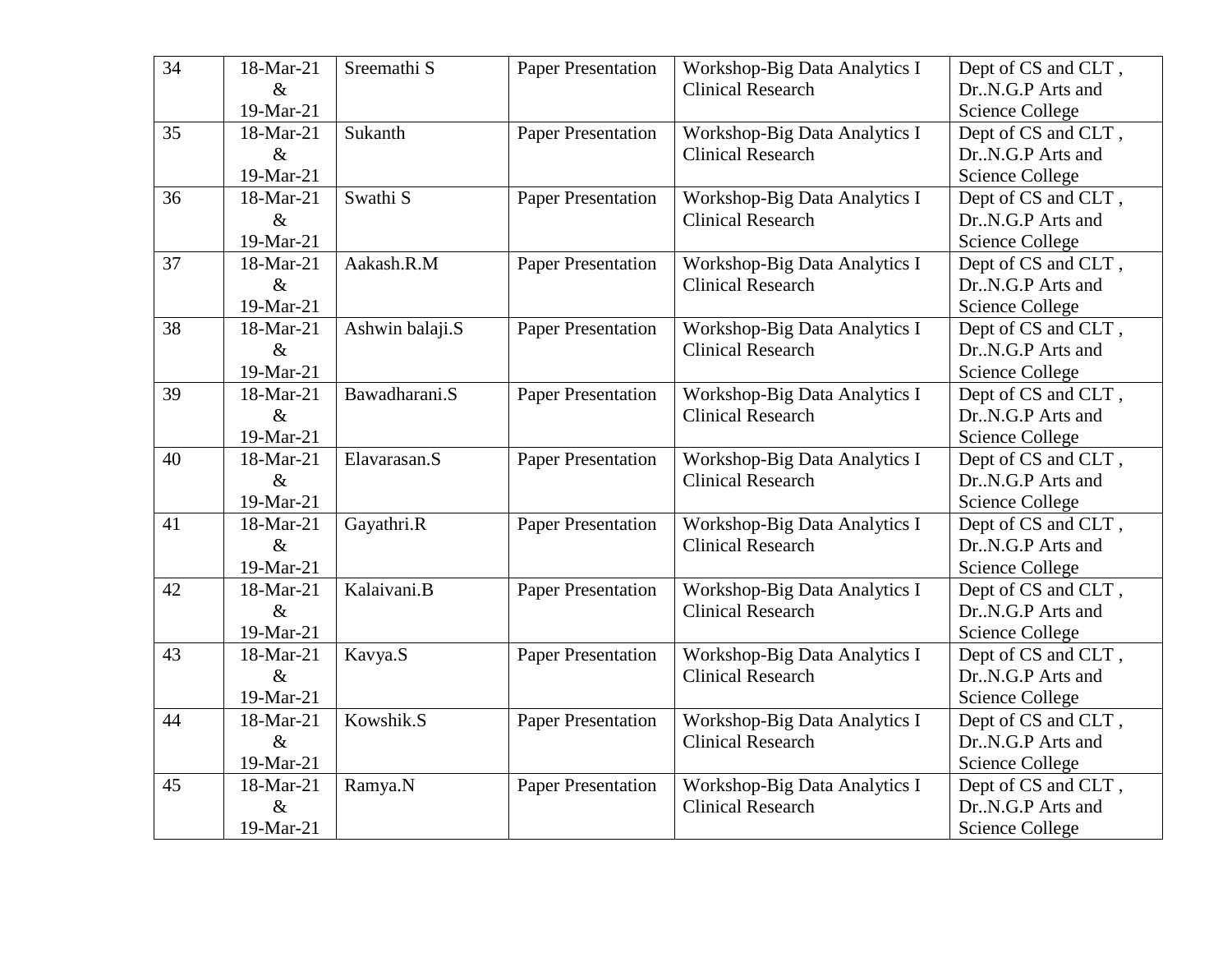| 34 | 18-Mar-21 & 19-Mar-21 | Sreemathi S | Paper Presentation | Workshop-Big Data Analytics I Clinical Research | Dept of CS and CLT , Dr..N.G.P Arts and Science College |
|---|---|---|---|---|---|
| 35 | 18-Mar-21 & 19-Mar-21 | Sukanth | Paper Presentation | Workshop-Big Data Analytics I Clinical Research | Dept of CS and CLT , Dr..N.G.P Arts and Science College |
| 36 | 18-Mar-21 & 19-Mar-21 | Swathi S | Paper Presentation | Workshop-Big Data Analytics I Clinical Research | Dept of CS and CLT , Dr..N.G.P Arts and Science College |
| 37 | 18-Mar-21 & 19-Mar-21 | Aakash.R.M | Paper Presentation | Workshop-Big Data Analytics I Clinical Research | Dept of CS and CLT , Dr..N.G.P Arts and Science College |
| 38 | 18-Mar-21 & 19-Mar-21 | Ashwin balaji.S | Paper Presentation | Workshop-Big Data Analytics I Clinical Research | Dept of CS and CLT , Dr..N.G.P Arts and Science College |
| 39 | 18-Mar-21 & 19-Mar-21 | Bawadharani.S | Paper Presentation | Workshop-Big Data Analytics I Clinical Research | Dept of CS and CLT , Dr..N.G.P Arts and Science College |
| 40 | 18-Mar-21 & 19-Mar-21 | Elavarasan.S | Paper Presentation | Workshop-Big Data Analytics I Clinical Research | Dept of CS and CLT , Dr..N.G.P Arts and Science College |
| 41 | 18-Mar-21 & 19-Mar-21 | Gayathri.R | Paper Presentation | Workshop-Big Data Analytics I Clinical Research | Dept of CS and CLT , Dr..N.G.P Arts and Science College |
| 42 | 18-Mar-21 & 19-Mar-21 | Kalaivani.B | Paper Presentation | Workshop-Big Data Analytics I Clinical Research | Dept of CS and CLT , Dr..N.G.P Arts and Science College |
| 43 | 18-Mar-21 & 19-Mar-21 | Kavya.S | Paper Presentation | Workshop-Big Data Analytics I Clinical Research | Dept of CS and CLT , Dr..N.G.P Arts and Science College |
| 44 | 18-Mar-21 & 19-Mar-21 | Kowshik.S | Paper Presentation | Workshop-Big Data Analytics I Clinical Research | Dept of CS and CLT , Dr..N.G.P Arts and Science College |
| 45 | 18-Mar-21 & 19-Mar-21 | Ramya.N | Paper Presentation | Workshop-Big Data Analytics I Clinical Research | Dept of CS and CLT , Dr..N.G.P Arts and Science College |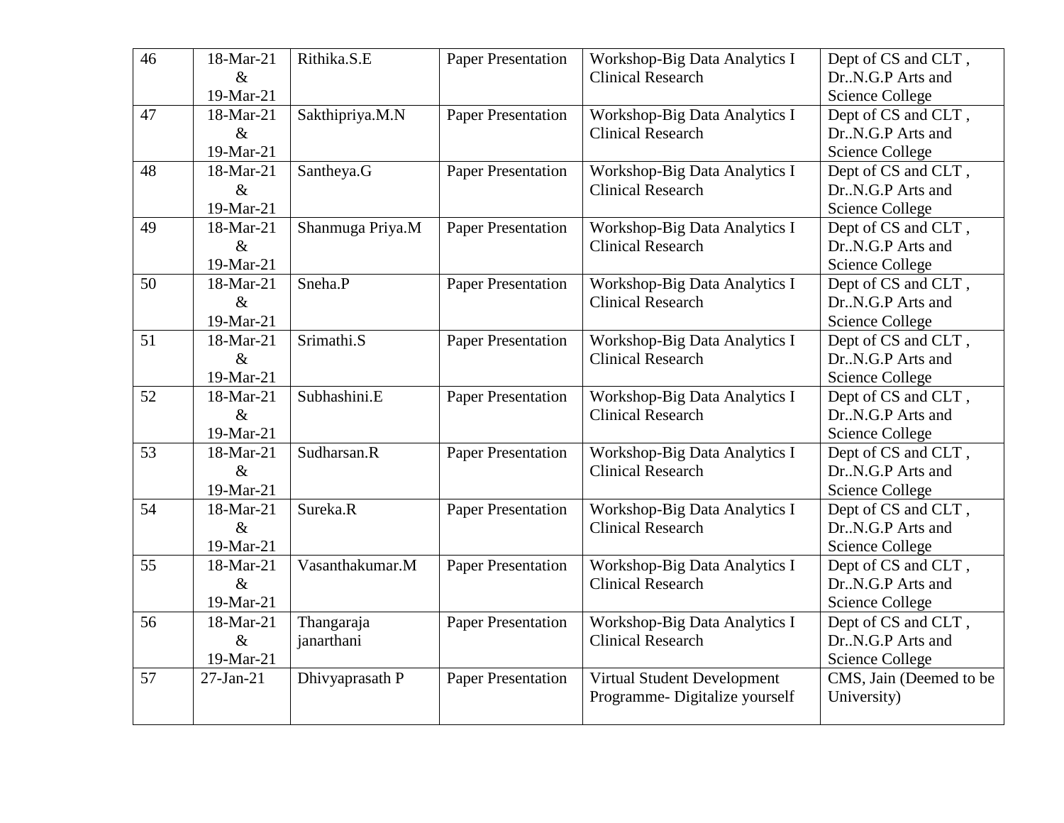| 46 | 18-Mar-21 & 19-Mar-21 | Rithika.S.E | Paper Presentation | Workshop-Big Data Analytics I Clinical Research | Dept of CS and CLT , Dr..N.G.P Arts and Science College |
|---|---|---|---|---|---|
| 47 | 18-Mar-21 & 19-Mar-21 | Sakthipriya.M.N | Paper Presentation | Workshop-Big Data Analytics I Clinical Research | Dept of CS and CLT , Dr..N.G.P Arts and Science College |
| 48 | 18-Mar-21 & 19-Mar-21 | Santheya.G | Paper Presentation | Workshop-Big Data Analytics I Clinical Research | Dept of CS and CLT , Dr..N.G.P Arts and Science College |
| 49 | 18-Mar-21 & 19-Mar-21 | Shanmuga Priya.M | Paper Presentation | Workshop-Big Data Analytics I Clinical Research | Dept of CS and CLT , Dr..N.G.P Arts and Science College |
| 50 | 18-Mar-21 & 19-Mar-21 | Sneha.P | Paper Presentation | Workshop-Big Data Analytics I Clinical Research | Dept of CS and CLT , Dr..N.G.P Arts and Science College |
| 51 | 18-Mar-21 & 19-Mar-21 | Srimathi.S | Paper Presentation | Workshop-Big Data Analytics I Clinical Research | Dept of CS and CLT , Dr..N.G.P Arts and Science College |
| 52 | 18-Mar-21 & 19-Mar-21 | Subhashini.E | Paper Presentation | Workshop-Big Data Analytics I Clinical Research | Dept of CS and CLT , Dr..N.G.P Arts and Science College |
| 53 | 18-Mar-21 & 19-Mar-21 | Sudharsan.R | Paper Presentation | Workshop-Big Data Analytics I Clinical Research | Dept of CS and CLT , Dr..N.G.P Arts and Science College |
| 54 | 18-Mar-21 & 19-Mar-21 | Sureka.R | Paper Presentation | Workshop-Big Data Analytics I Clinical Research | Dept of CS and CLT , Dr..N.G.P Arts and Science College |
| 55 | 18-Mar-21 & 19-Mar-21 | Vasanthakumar.M | Paper Presentation | Workshop-Big Data Analytics I Clinical Research | Dept of CS and CLT , Dr..N.G.P Arts and Science College |
| 56 | 18-Mar-21 & 19-Mar-21 | Thangaraja janarthani | Paper Presentation | Workshop-Big Data Analytics I Clinical Research | Dept of CS and CLT , Dr..N.G.P Arts and Science College |
| 57 | 27-Jan-21 | Dhivyaprasath P | Paper Presentation | Virtual Student Development Programme- Digitalize yourself | CMS, Jain (Deemed to be University) |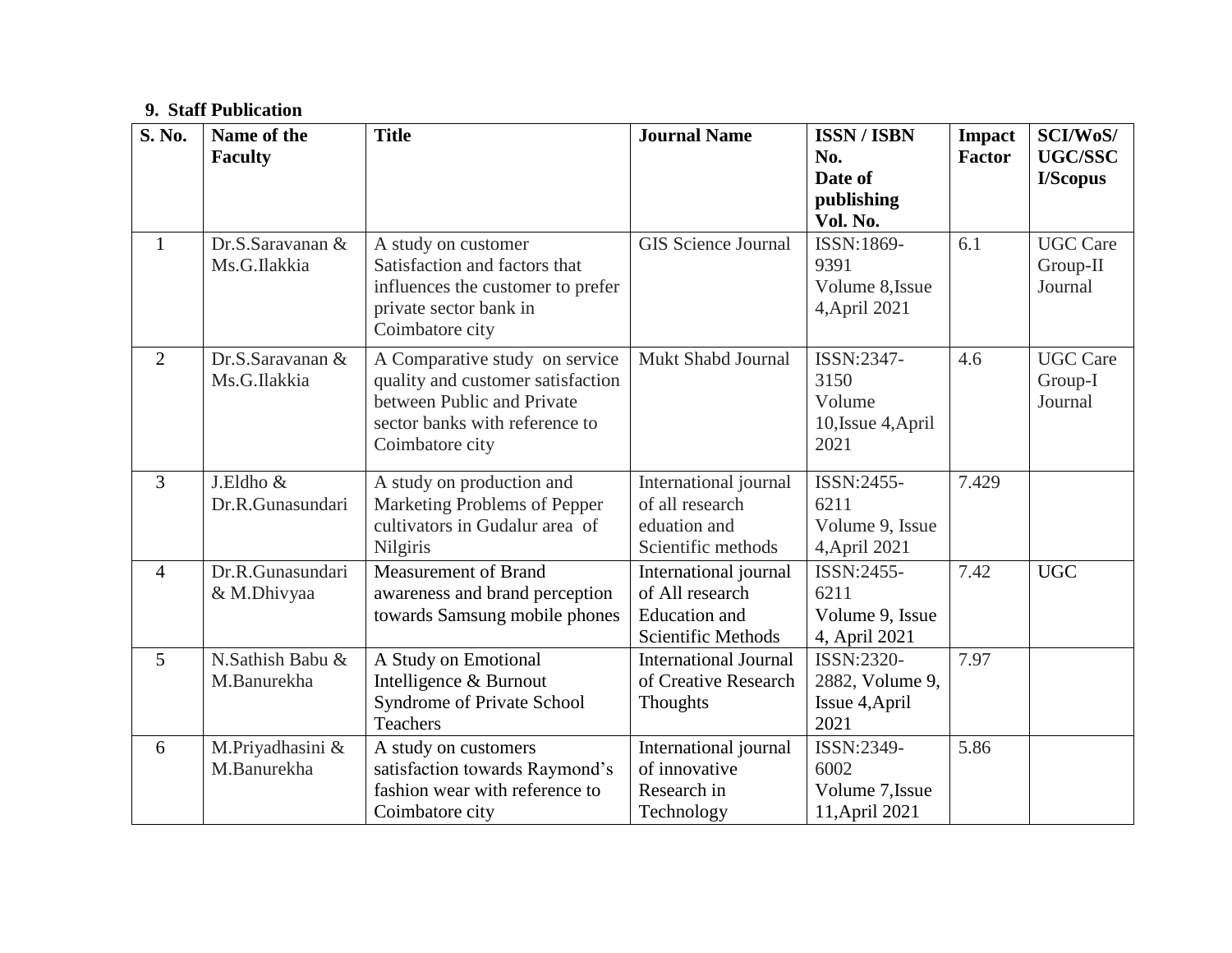**9. Staff Publication**

| S. No. | Name of the Faculty | Title | Journal Name | ISSN / ISBN No. Date of publishing Vol. No. | Impact Factor | SCI/WoS/ UGC/SSCI/Scopus |
|---|---|---|---|---|---|---|
| 1 | Dr.S.Saravanan & Ms.G.Ilakkia | A study on customer Satisfaction and factors that influences the customer to prefer private sector bank in Coimbatore city | GIS Science Journal | ISSN:1869-9391 Volume 8,Issue 4,April 2021 | 6.1 | UGC Care Group-II Journal |
| 2 | Dr.S.Saravanan & Ms.G.Ilakkia | A Comparative study on service quality and customer satisfaction between Public and Private sector banks with reference to Coimbatore city | Mukt Shabd Journal | ISSN:2347-3150 Volume 10,Issue 4,April 2021 | 4.6 | UGC Care Group-I Journal |
| 3 | J.Eldho & Dr.R.Gunasundari | A study on production and Marketing Problems of Pepper cultivators in Gudalur area of Nilgiris | International journal of all research eduation and Scientific methods | ISSN:2455-6211 Volume 9, Issue 4,April 2021 | 7.429 | |
| 4 | Dr.R.Gunasundari & M.Dhivyaa | Measurement of Brand awareness and brand perception towards Samsung mobile phones | International journal of All research Education and Scientific Methods | ISSN:2455-6211 Volume 9, Issue 4, April 2021 | 7.42 | UGC |
| 5 | N.Sathish Babu & M.Banurekha | A Study on Emotional Intelligence & Burnout Syndrome of Private School Teachers | International Journal of Creative Research Thoughts | ISSN:2320-2882, Volume 9, Issue 4,April 2021 | 7.97 | |
| 6 | M.Priyadhasini & M.Banurekha | A study on customers satisfaction towards Raymond's fashion wear with reference to Coimbatore city | International journal of innovative Research in Technology | ISSN:2349-6002 Volume 7,Issue 11,April 2021 | 5.86 | |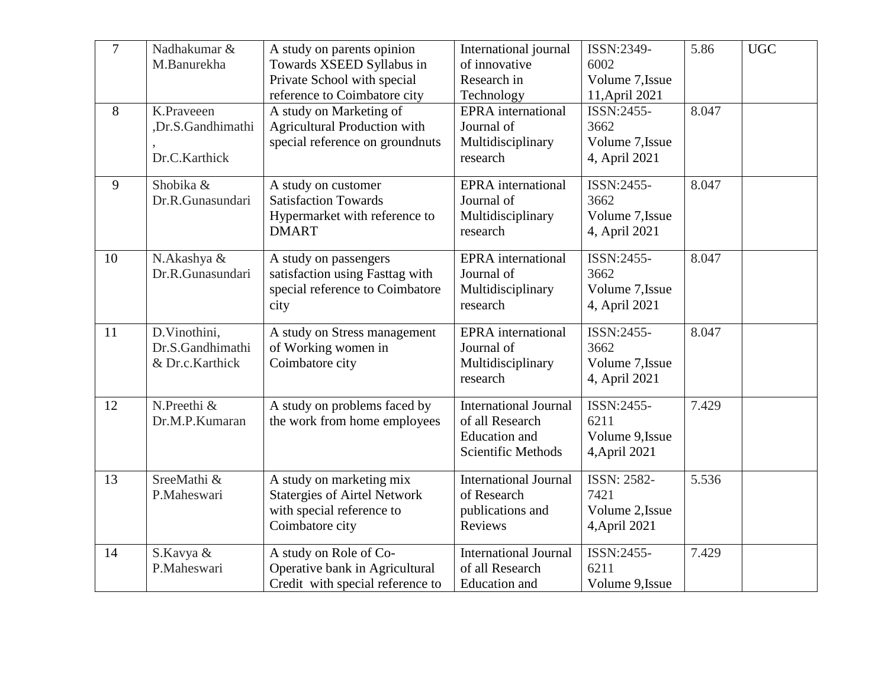| 7 | Nadhakumar & M.Banurekha | A study on parents opinion Towards XSEED Syllabus in Private School with special reference to Coimbatore city | International journal of innovative Research in Technology | ISSN:2349-6002 Volume 7,Issue 11,April 2021 | 5.86 | UGC |
|---|---|---|---|---|---|---|
| 8 | K.Praveeen ,Dr.S.Gandhimathi , Dr.C.Karthick | A study on Marketing of Agricultural Production with special reference on groundnuts | EPRA international Journal of Multidisciplinary research | ISSN:2455-3662 Volume 7,Issue 4, April 2021 | 8.047 | |
| 9 | Shobika & Dr.R.Gunasundari | A study on customer Satisfaction Towards Hypermarket with reference to DMART | EPRA international Journal of Multidisciplinary research | ISSN:2455-3662 Volume 7,Issue 4, April 2021 | 8.047 | |
| 10 | N.Akashya & Dr.R.Gunasundari | A study on passengers satisfaction using Fasttag with special reference to Coimbatore city | EPRA international Journal of Multidisciplinary research | ISSN:2455-3662 Volume 7,Issue 4, April 2021 | 8.047 | |
| 11 | D.Vinothini, Dr.S.Gandhimathi & Dr.c.Karthick | A study on Stress management of Working women in Coimbatore city | EPRA international Journal of Multidisciplinary research | ISSN:2455-3662 Volume 7,Issue 4, April 2021 | 8.047 | |
| 12 | N.Preethi & Dr.M.P.Kumaran | A study on problems faced by the work from home employees | International Journal of all Research Education and Scientific Methods | ISSN:2455-6211 Volume 9,Issue 4,April 2021 | 7.429 | |
| 13 | SreeMathi & P.Maheswari | A study on marketing mix Statergies of Airtel Network with special reference to Coimbatore city | International Journal of Research publications and Reviews | ISSN: 2582-7421 Volume 2,Issue 4,April 2021 | 5.536 | |
| 14 | S.Kavya & P.Maheswari | A study on Role of Co-Operative bank in Agricultural Credit with special reference to | International Journal of all Research Education and | ISSN:2455-6211 Volume 9,Issue | 7.429 | |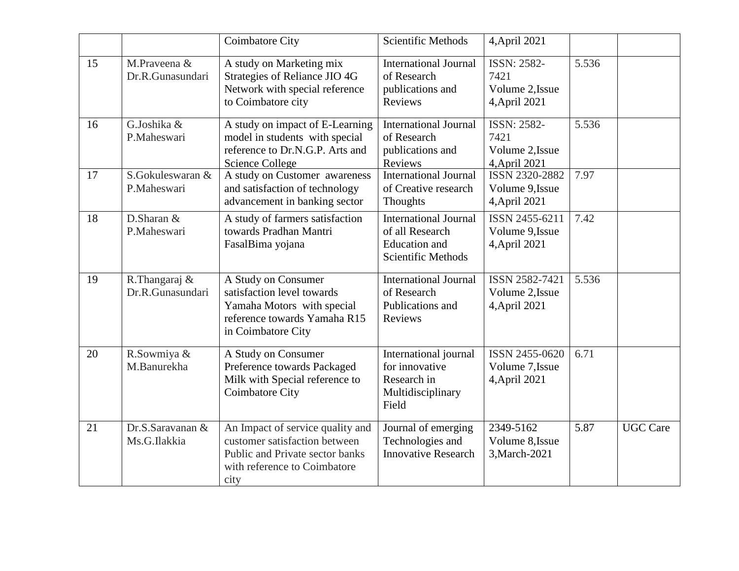| | | Coimbatore City | Scientific Methods | 4,April 2021 | | |
|---|---|---|---|---|---|---|
| 15 | M.Praveena & Dr.R.Gunasundari | A study on Marketing mix Strategies of Reliance JIO 4G Network with special reference to Coimbatore city | International Journal of Research publications and Reviews | ISSN: 2582-7421 Volume 2,Issue 4,April 2021 | 5.536 | |
| 16 | G.Joshika & P.Maheswari | A study on impact of E-Learning model in students with special reference to Dr.N.G.P. Arts and Science College | International Journal of Research publications and Reviews | ISSN: 2582-7421 Volume 2,Issue 4,April 2021 | 5.536 | |
| 17 | S.Gokuleswaran & P.Maheswari | A study on Customer awareness and satisfaction of technology advancement in banking sector | International Journal of Creative research Thoughts | ISSN 2320-2882 Volume 9,Issue 4,April 2021 | 7.97 | |
| 18 | D.Sharan & P.Maheswari | A study of farmers satisfaction towards Pradhan Mantri FasalBima yojana | International Journal of all Research Education and Scientific Methods | ISSN 2455-6211 Volume 9,Issue 4,April 2021 | 7.42 | |
| 19 | R.Thangaraj & Dr.R.Gunasundari | A Study on Consumer satisfaction level towards Yamaha Motors with special reference towards Yamaha R15 in Coimbatore City | International Journal of Research Publications and Reviews | ISSN 2582-7421 Volume 2,Issue 4,April 2021 | 5.536 | |
| 20 | R.Sowmiya & M.Banurekha | A Study on Consumer Preference towards Packaged Milk with Special reference to Coimbatore City | International journal for innovative Research in Multidisciplinary Field | ISSN 2455-0620 Volume 7,Issue 4,April 2021 | 6.71 | |
| 21 | Dr.S.Saravanan & Ms.G.Ilakkia | An Impact of service quality and customer satisfaction between Public and Private sector banks with reference to Coimbatore city | Journal of emerging Technologies and Innovative Research | 2349-5162 Volume 8,Issue 3,March-2021 | 5.87 | UGC Care |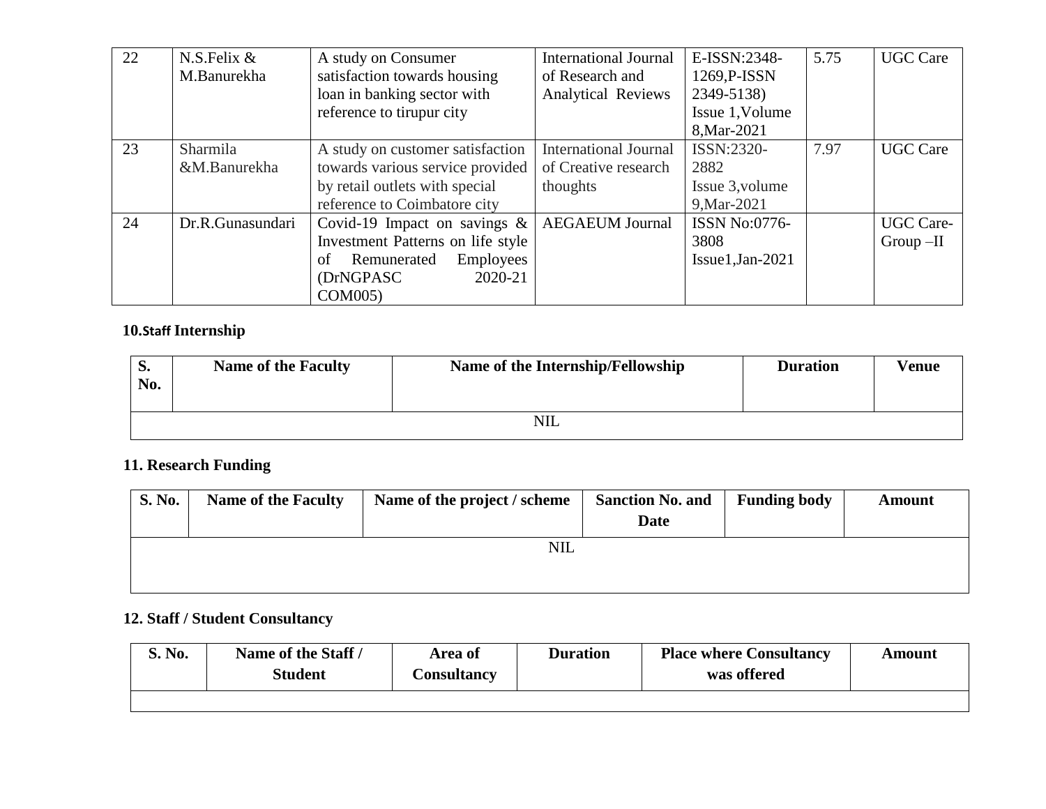| 22 | N.S.Felix & M.Banurekha | A study on Consumer satisfaction towards housing loan in banking sector with reference to tirupur city | International Journal of Research and Analytical Reviews | E-ISSN:2348-1269,P-ISSN 2349-5138) Issue 1,Volume 8,Mar-2021 | 5.75 | UGC Care |
|---|---|---|---|---|---|---|
| 23 | Sharmila &M.Banurekha | A study on customer satisfaction towards various service provided by retail outlets with special reference to Coimbatore city | International Journal of Creative research thoughts | ISSN:2320-2882 Issue 3,volume 9,Mar-2021 | 7.97 | UGC Care |
| 24 | Dr.R.Gunasundari | Covid-19 Impact on savings & Investment Patterns on life style of Remunerated Employees (DrNGPASC 2020-21 COM005) | AEGAEUM Journal | ISSN No:0776-3808 Issue1,Jan-2021 | | UGC Care-Group –II |

### 10.Staff Internship

| S. No. | Name of the Faculty | Name of the Internship/Fellowship | Duration | Venue |
|---|---|---|---|---|
| NIL | | | | |

### 11. Research Funding

| S. No. | Name of the Faculty | Name of the project / scheme | Sanction No. and Date | Funding body | Amount |
|---|---|---|---|---|---|
| NIL | | | | | |

### 12. Staff / Student Consultancy

| S. No. | Name of the Staff / Student | Area of Consultancy | Duration | Place where Consultancy was offered | Amount |
|---|---|---|---|---|---|
| | | | | | |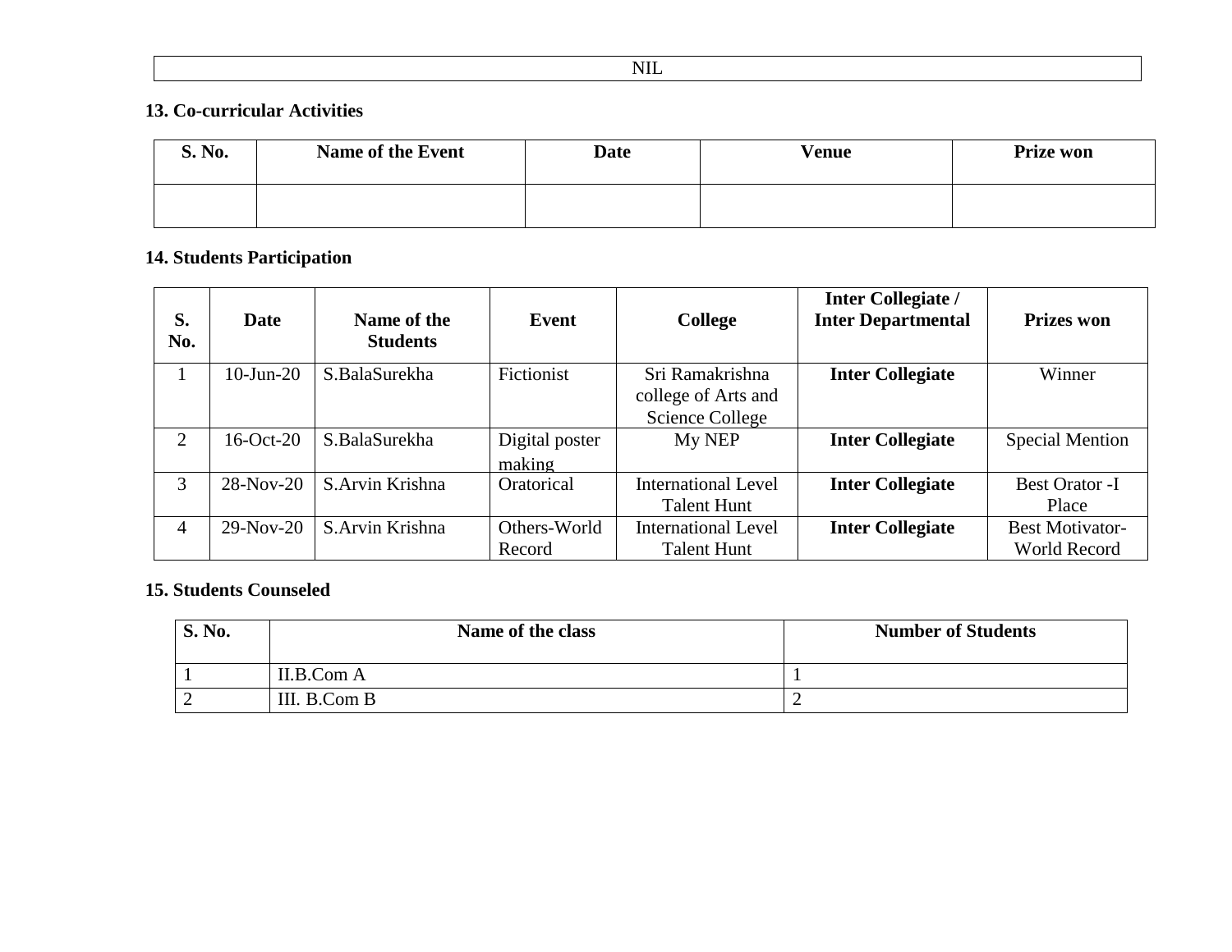| NIL |
|---|

**13. Co-curricular Activities**

| S. No. | Name of the Event | Date | Venue | Prize won |
|---|---|---|---|---|
| | | | | |

**14. Students Participation**

| S. No. | Date | Name of the Students | Event | College | Inter Collegiate / Inter Departmental | Prizes won |
|---|---|---|---|---|---|---|
| 1 | 10-Jun-20 | S.BalaSurekha | Fictionist | Sri Ramakrishna college of Arts and Science College | **Inter Collegiate** | Winner |
| 2 | 16-Oct-20 | S.BalaSurekha | Digital poster making | My NEP | **Inter Collegiate** | Special Mention |
| 3 | 28-Nov-20 | S.Arvin Krishna | Oratorical | International Level Talent Hunt | **Inter Collegiate** | Best Orator -I Place |
| 4 | 29-Nov-20 | S.Arvin Krishna | Others-World Record | International Level Talent Hunt | **Inter Collegiate** | Best Motivator-World Record |

**15. Students Counseled**

| S. No. | Name of the class | Number of Students |
|---|---|---|
| 1 | II.B.Com A | 1 |
| 2 | III. B.Com B | 2 |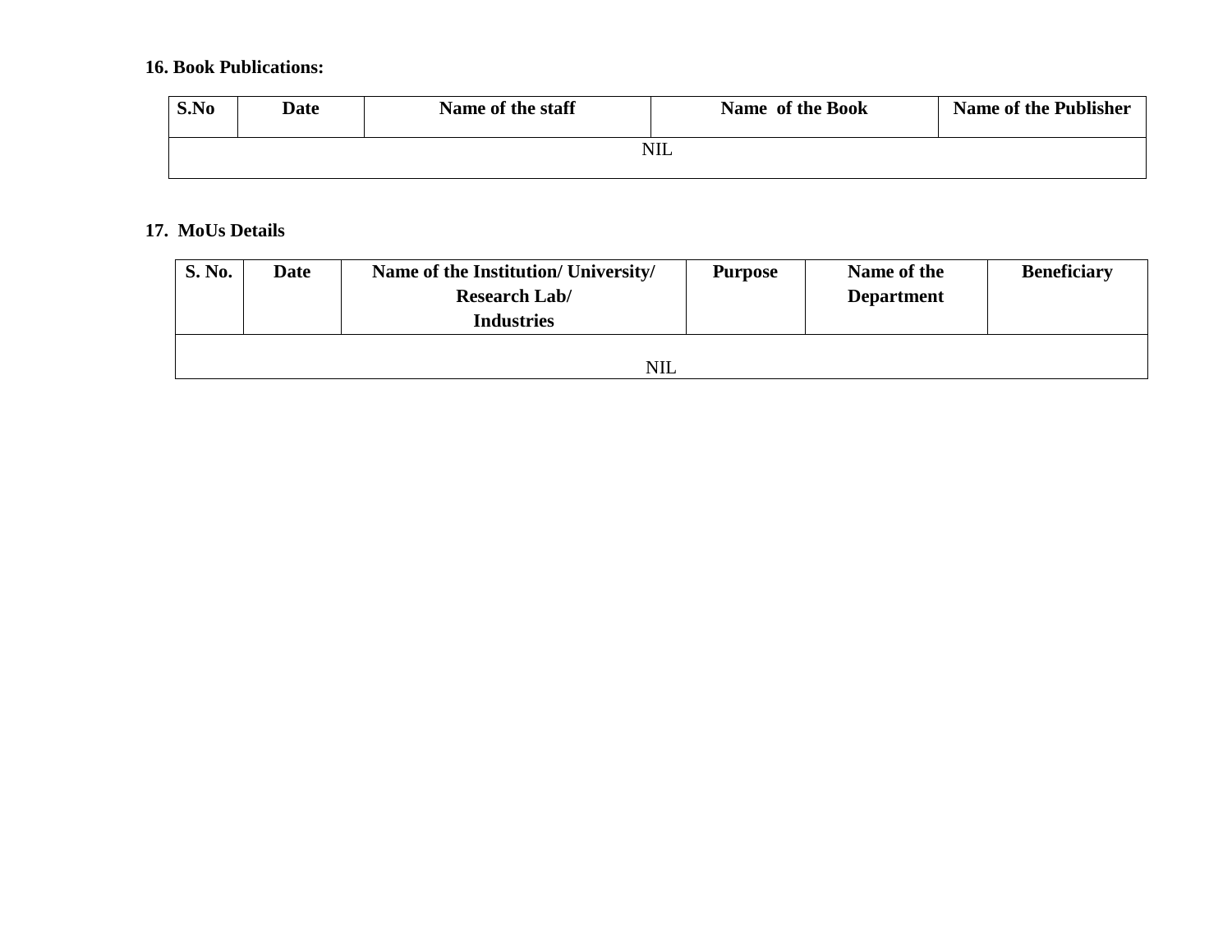**16. Book Publications:**

| S.No | Date | Name of the staff | Name of the Book | Name of the Publisher |
|---|---|---|---|---|
| NIL | | | | |

**17. MoUs Details**

| S. No. | Date | Name of the Institution/ University/ Research Lab/ Industries | Purpose | Name of the Department | Beneficiary |
|---|---|---|---|---|---|
| NIL | | | | | |